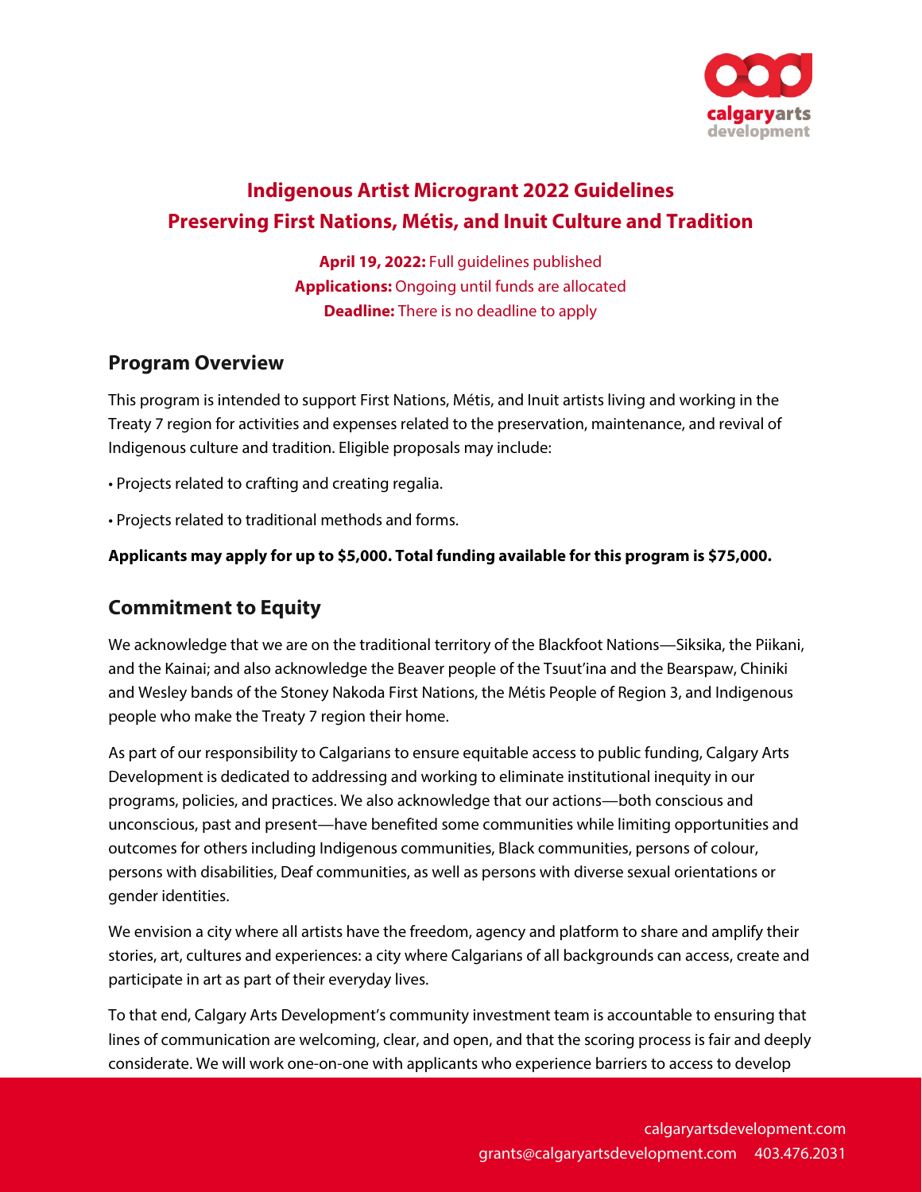# Indigenous Artist Microgrant 2022 Guidelines
# Preserving First Nations, Métis, and Inuit Culture and Tradition

**April 19, 2022:** Full guidelines published
**Applications:** Ongoing until funds are allocated
**Deadline:** There is no deadline to apply

## Program Overview

This program is intended to support First Nations, Métis, and Inuit artists living and working in the Treaty 7 region for activities and expenses related to the preservation, maintenance, and revival of Indigenous culture and tradition. Eligible proposals may include:

- Projects related to crafting and creating regalia.
- Projects related to traditional methods and forms.

**Applicants may apply for up to $5,000. Total funding available for this program is $75,000.**

## Commitment to Equity

We acknowledge that we are on the traditional territory of the Blackfoot Nations—Siksika, the Piikani, and the Kainai; and also acknowledge the Beaver people of the Tsuut'ina and the Bearspaw, Chiniki and Wesley bands of the Stoney Nakoda First Nations, the Métis People of Region 3, and Indigenous people who make the Treaty 7 region their home.

As part of our responsibility to Calgarians to ensure equitable access to public funding, Calgary Arts Development is dedicated to addressing and working to eliminate institutional inequity in our programs, policies, and practices. We also acknowledge that our actions—both conscious and unconscious, past and present—have benefited some communities while limiting opportunities and outcomes for others including Indigenous communities, Black communities, persons of colour, persons with disabilities, Deaf communities, as well as persons with diverse sexual orientations or gender identities.

We envision a city where all artists have the freedom, agency and platform to share and amplify their stories, art, cultures and experiences: a city where Calgarians of all backgrounds can access, create and participate in art as part of their everyday lives.

To that end, Calgary Arts Development's community investment team is accountable to ensuring that lines of communication are welcoming, clear, and open, and that the scoring process is fair and deeply considerate. We will work one-on-one with applicants who experience barriers to access to develop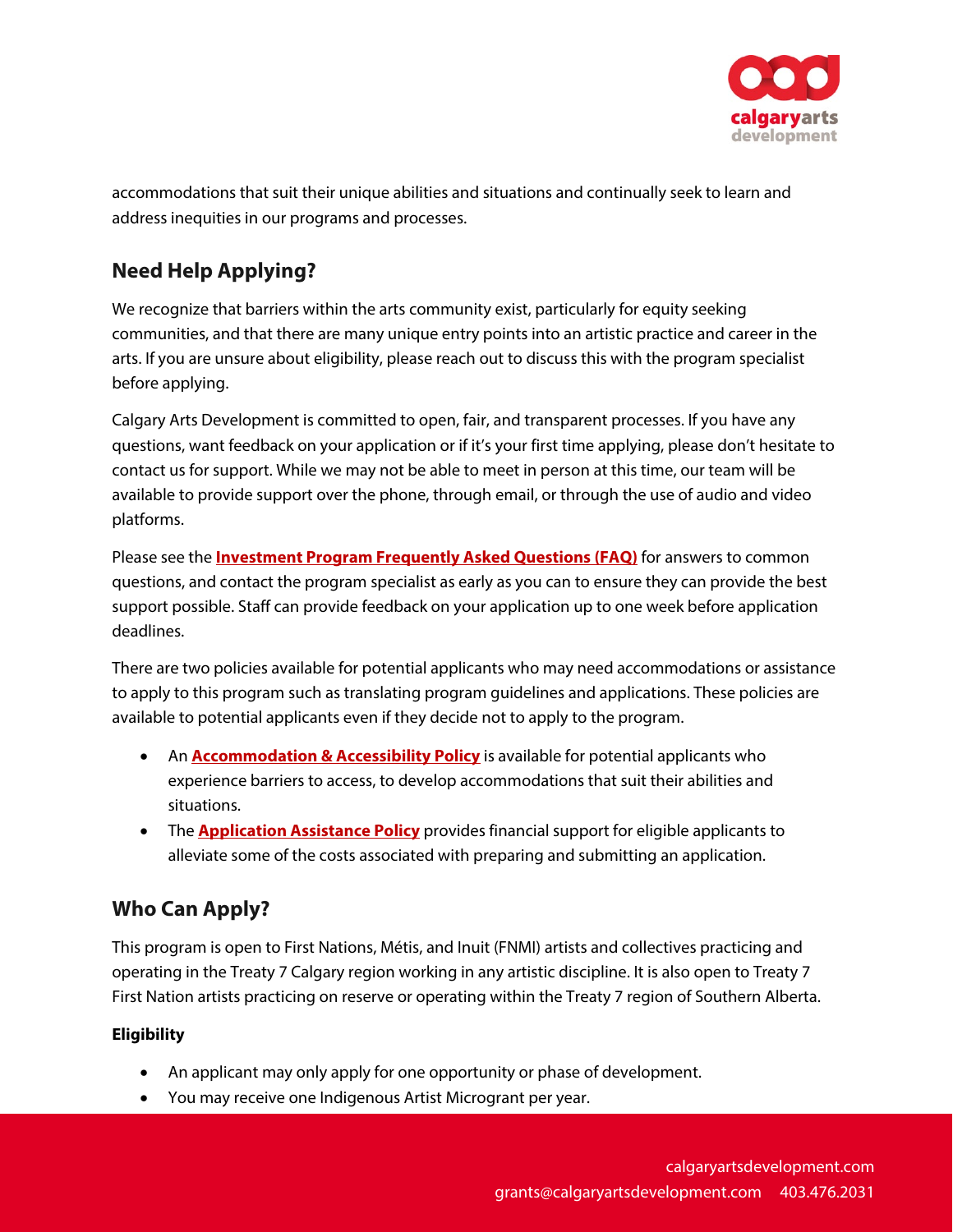accommodations that suit their unique abilities and situations and continually seek to learn and address inequities in our programs and processes.

## Need Help Applying?

We recognize that barriers within the arts community exist, particularly for equity seeking communities, and that there are many unique entry points into an artistic practice and career in the arts. If you are unsure about eligibility, please reach out to discuss this with the program specialist before applying.

Calgary Arts Development is committed to open, fair, and transparent processes. If you have any questions, want feedback on your application or if it's your first time applying, please don't hesitate to contact us for support. While we may not be able to meet in person at this time, our team will be available to provide support over the phone, through email, or through the use of audio and video platforms.

Please see the **Investment Program Frequently Asked Questions (FAQ)** for answers to common questions, and contact the program specialist as early as you can to ensure they can provide the best support possible. Staff can provide feedback on your application up to one week before application deadlines.

There are two policies available for potential applicants who may need accommodations or assistance to apply to this program such as translating program guidelines and applications. These policies are available to potential applicants even if they decide not to apply to the program.

- An **Accommodation & Accessibility Policy** is available for potential applicants who experience barriers to access, to develop accommodations that suit their abilities and situations.
- The **Application Assistance Policy** provides financial support for eligible applicants to alleviate some of the costs associated with preparing and submitting an application.

## Who Can Apply?

This program is open to First Nations, Métis, and Inuit (FNMI) artists and collectives practicing and operating in the Treaty 7 Calgary region working in any artistic discipline. It is also open to Treaty 7 First Nation artists practicing on reserve or operating within the Treaty 7 region of Southern Alberta.

**Eligibility**

- An applicant may only apply for one opportunity or phase of development.
- You may receive one Indigenous Artist Microgrant per year.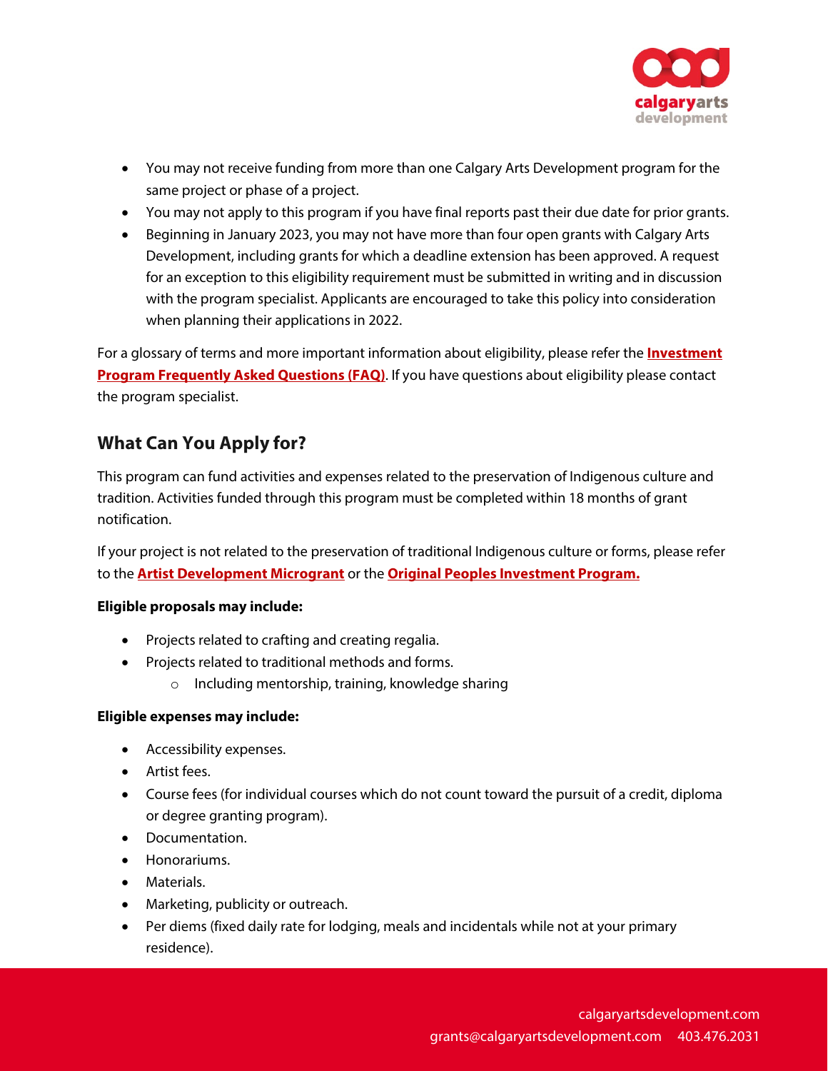- You may not receive funding from more than one Calgary Arts Development program for the same project or phase of a project.
- You may not apply to this program if you have final reports past their due date for prior grants.
- Beginning in January 2023, you may not have more than four open grants with Calgary Arts Development, including grants for which a deadline extension has been approved. A request for an exception to this eligibility requirement must be submitted in writing and in discussion with the program specialist. Applicants are encouraged to take this policy into consideration when planning their applications in 2022.

For a glossary of terms and more important information about eligibility, please refer the **Investment Program Frequently Asked Questions (FAQ)**. If you have questions about eligibility please contact the program specialist.

## What Can You Apply for?

This program can fund activities and expenses related to the preservation of Indigenous culture and tradition. Activities funded through this program must be completed within 18 months of grant notification.

If your project is not related to the preservation of traditional Indigenous culture or forms, please refer to the **Artist Development Microgrant** or the **Original Peoples Investment Program.**

**Eligible proposals may include:**

- Projects related to crafting and creating regalia.
- Projects related to traditional methods and forms.
  - Including mentorship, training, knowledge sharing

**Eligible expenses may include:**

- Accessibility expenses.
- Artist fees.
- Course fees (for individual courses which do not count toward the pursuit of a credit, diploma or degree granting program).
- Documentation.
- Honorariums.
- Materials.
- Marketing, publicity or outreach.
- Per diems (fixed daily rate for lodging, meals and incidentals while not at your primary residence).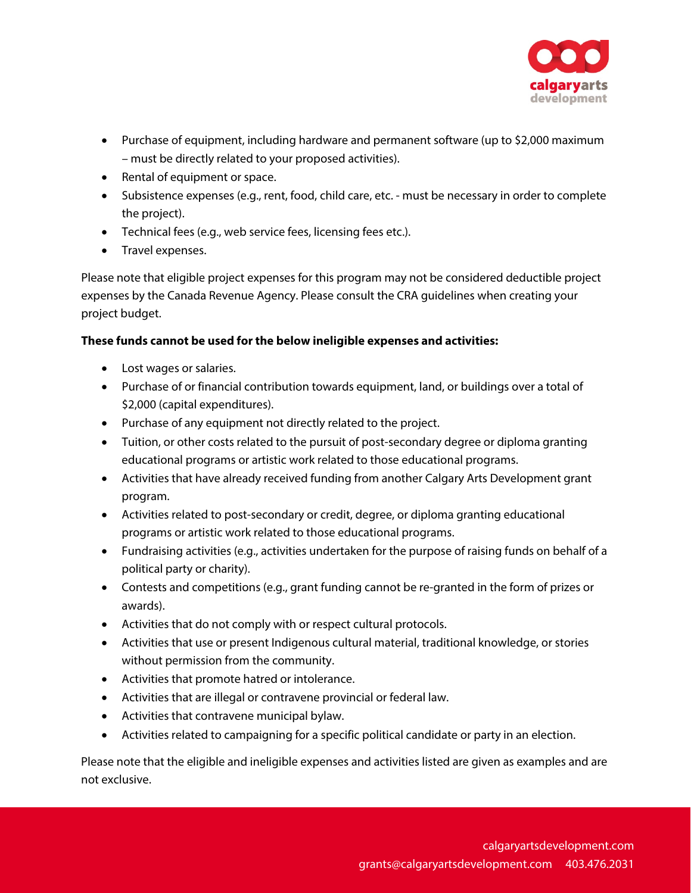- Purchase of equipment, including hardware and permanent software (up to $2,000 maximum – must be directly related to your proposed activities).
- Rental of equipment or space.
- Subsistence expenses (e.g., rent, food, child care, etc. - must be necessary in order to complete the project).
- Technical fees (e.g., web service fees, licensing fees etc.).
- Travel expenses.

Please note that eligible project expenses for this program may not be considered deductible project expenses by the Canada Revenue Agency. Please consult the CRA guidelines when creating your project budget.

**These funds cannot be used for the below ineligible expenses and activities:**

- Lost wages or salaries.
- Purchase of or financial contribution towards equipment, land, or buildings over a total of $2,000 (capital expenditures).
- Purchase of any equipment not directly related to the project.
- Tuition, or other costs related to the pursuit of post-secondary degree or diploma granting educational programs or artistic work related to those educational programs.
- Activities that have already received funding from another Calgary Arts Development grant program.
- Activities related to post-secondary or credit, degree, or diploma granting educational programs or artistic work related to those educational programs.
- Fundraising activities (e.g., activities undertaken for the purpose of raising funds on behalf of a political party or charity).
- Contests and competitions (e.g., grant funding cannot be re-granted in the form of prizes or awards).
- Activities that do not comply with or respect cultural protocols.
- Activities that use or present Indigenous cultural material, traditional knowledge, or stories without permission from the community.
- Activities that promote hatred or intolerance.
- Activities that are illegal or contravene provincial or federal law.
- Activities that contravene municipal bylaw.
- Activities related to campaigning for a specific political candidate or party in an election.

Please note that the eligible and ineligible expenses and activities listed are given as examples and are not exclusive.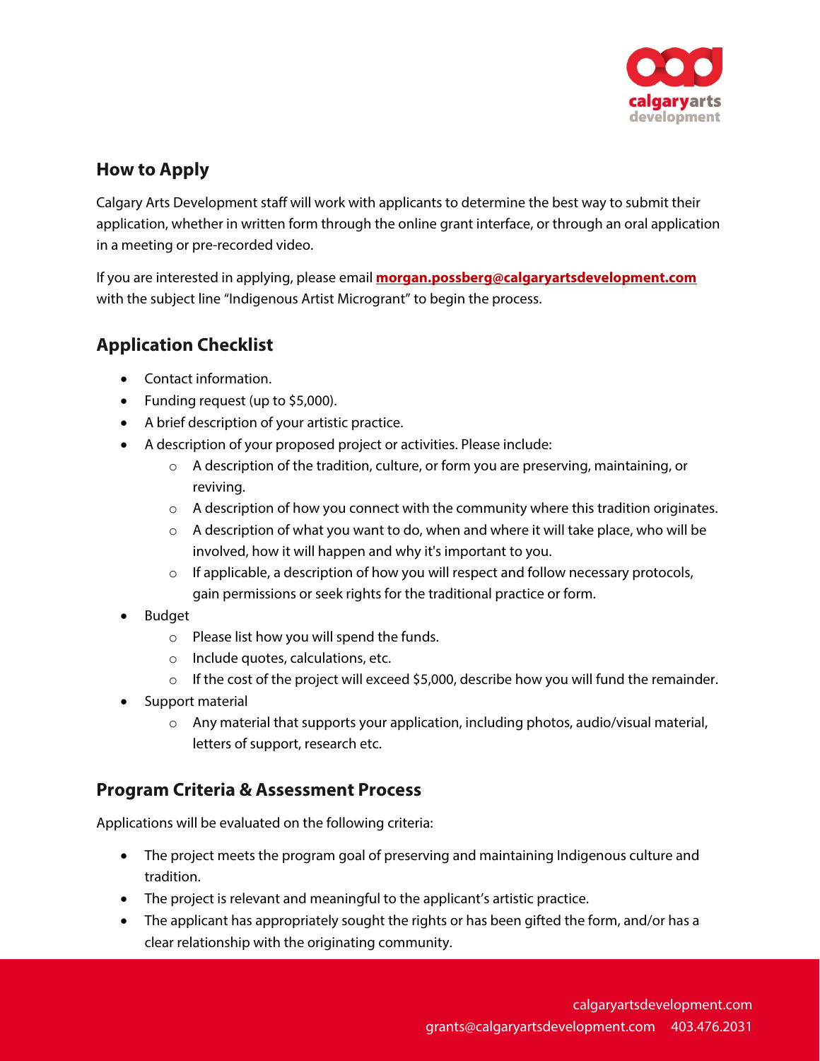## How to Apply

Calgary Arts Development staff will work with applicants to determine the best way to submit their application, whether in written form through the online grant interface, or through an oral application in a meeting or pre-recorded video.

If you are interested in applying, please email **morgan.possberg@calgaryartsdevelopment.com** with the subject line "Indigenous Artist Microgrant" to begin the process.

## Application Checklist

- Contact information.
- Funding request (up to $5,000).
- A brief description of your artistic practice.
- A description of your proposed project or activities. Please include:
  - A description of the tradition, culture, or form you are preserving, maintaining, or reviving.
  - A description of how you connect with the community where this tradition originates.
  - A description of what you want to do, when and where it will take place, who will be involved, how it will happen and why it's important to you.
  - If applicable, a description of how you will respect and follow necessary protocols, gain permissions or seek rights for the traditional practice or form.
- Budget
  - Please list how you will spend the funds.
  - Include quotes, calculations, etc.
  - If the cost of the project will exceed $5,000, describe how you will fund the remainder.
- Support material
  - Any material that supports your application, including photos, audio/visual material, letters of support, research etc.

## Program Criteria & Assessment Process

Applications will be evaluated on the following criteria:

- The project meets the program goal of preserving and maintaining Indigenous culture and tradition.
- The project is relevant and meaningful to the applicant's artistic practice.
- The applicant has appropriately sought the rights or has been gifted the form, and/or has a clear relationship with the originating community.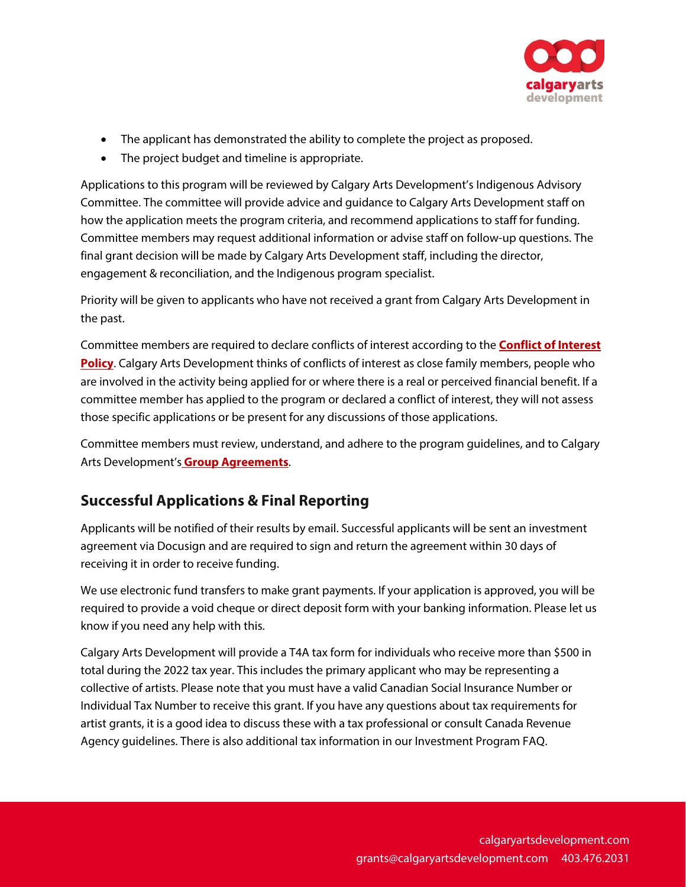- The applicant has demonstrated the ability to complete the project as proposed.
- The project budget and timeline is appropriate.

Applications to this program will be reviewed by Calgary Arts Development's Indigenous Advisory Committee. The committee will provide advice and guidance to Calgary Arts Development staff on how the application meets the program criteria, and recommend applications to staff for funding. Committee members may request additional information or advise staff on follow-up questions. The final grant decision will be made by Calgary Arts Development staff, including the director, engagement & reconciliation, and the Indigenous program specialist.

Priority will be given to applicants who have not received a grant from Calgary Arts Development in the past.

Committee members are required to declare conflicts of interest according to the **Conflict of Interest Policy**. Calgary Arts Development thinks of conflicts of interest as close family members, people who are involved in the activity being applied for or where there is a real or perceived financial benefit. If a committee member has applied to the program or declared a conflict of interest, they will not assess those specific applications or be present for any discussions of those applications.

Committee members must review, understand, and adhere to the program guidelines, and to Calgary Arts Development's **Group Agreements**.

## Successful Applications & Final Reporting

Applicants will be notified of their results by email. Successful applicants will be sent an investment agreement via Docusign and are required to sign and return the agreement within 30 days of receiving it in order to receive funding.

We use electronic fund transfers to make grant payments. If your application is approved, you will be required to provide a void cheque or direct deposit form with your banking information. Please let us know if you need any help with this.

Calgary Arts Development will provide a T4A tax form for individuals who receive more than $500 in total during the 2022 tax year. This includes the primary applicant who may be representing a collective of artists. Please note that you must have a valid Canadian Social Insurance Number or Individual Tax Number to receive this grant. If you have any questions about tax requirements for artist grants, it is a good idea to discuss these with a tax professional or consult Canada Revenue Agency guidelines. There is also additional tax information in our Investment Program FAQ.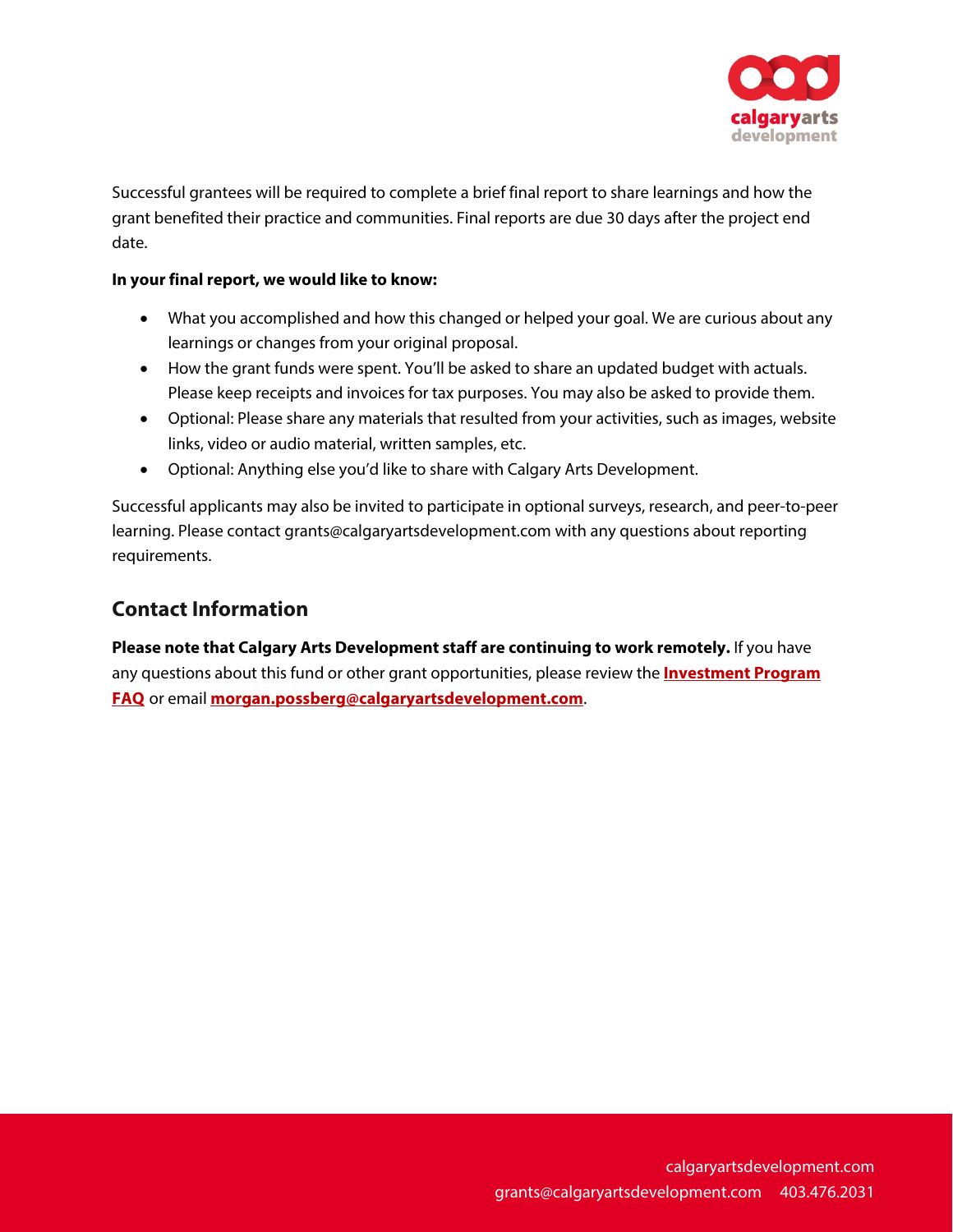Successful grantees will be required to complete a brief final report to share learnings and how the grant benefited their practice and communities. Final reports are due 30 days after the project end date.

**In your final report, we would like to know:**

- What you accomplished and how this changed or helped your goal. We are curious about any learnings or changes from your original proposal.
- How the grant funds were spent. You'll be asked to share an updated budget with actuals. Please keep receipts and invoices for tax purposes. You may also be asked to provide them.
- Optional: Please share any materials that resulted from your activities, such as images, website links, video or audio material, written samples, etc.
- Optional: Anything else you'd like to share with Calgary Arts Development.

Successful applicants may also be invited to participate in optional surveys, research, and peer-to-peer learning. Please contact grants@calgaryartsdevelopment.com with any questions about reporting requirements.

## Contact Information

**Please note that Calgary Arts Development staff are continuing to work remotely.** If you have any questions about this fund or other grant opportunities, please review the **Investment Program FAQ** or email **morgan.possberg@calgaryartsdevelopment.com**.